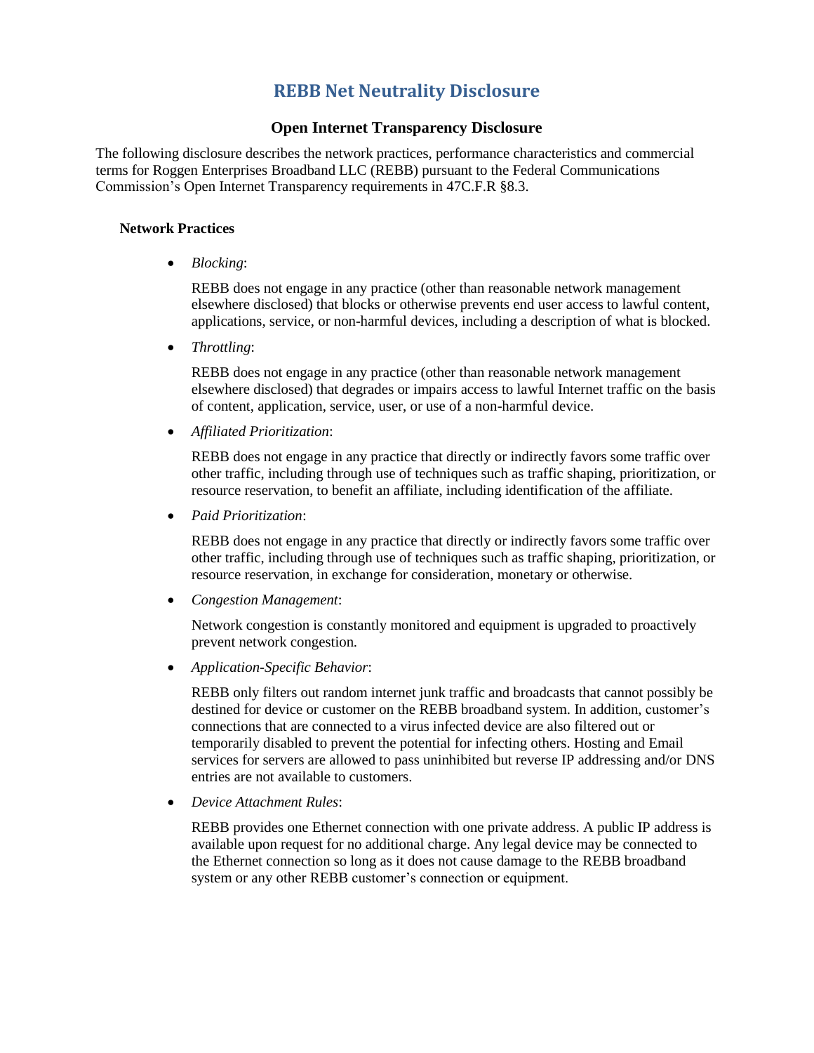# REBB Net Neutrality Disclosure

## Open Internet Transparency Disclosure

The following disclosure describes the network practices, performance characteristics and commercial terms for Roggen Enterprises Broadband LLC (REBB) pursuant to the Federal Communications Commission's Open Internet Transparency requirements in 47C.F.R §8.3.

### Network Practices

- *Blocking*:

  REBB does not engage in any practice (other than reasonable network management elsewhere disclosed) that blocks or otherwise prevents end user access to lawful content, applications, service, or non-harmful devices, including a description of what is blocked.

- *Throttling*:

  REBB does not engage in any practice (other than reasonable network management elsewhere disclosed) that degrades or impairs access to lawful Internet traffic on the basis of content, application, service, user, or use of a non-harmful device.

- *Affiliated Prioritization*:

  REBB does not engage in any practice that directly or indirectly favors some traffic over other traffic, including through use of techniques such as traffic shaping, prioritization, or resource reservation, to benefit an affiliate, including identification of the affiliate.

- *Paid Prioritization*:

  REBB does not engage in any practice that directly or indirectly favors some traffic over other traffic, including through use of techniques such as traffic shaping, prioritization, or resource reservation, in exchange for consideration, monetary or otherwise.

- *Congestion Management*:

  Network congestion is constantly monitored and equipment is upgraded to proactively prevent network congestion.

- *Application-Specific Behavior*:

  REBB only filters out random internet junk traffic and broadcasts that cannot possibly be destined for device or customer on the REBB broadband system. In addition, customer's connections that are connected to a virus infected device are also filtered out or temporarily disabled to prevent the potential for infecting others. Hosting and Email services for servers are allowed to pass uninhibited but reverse IP addressing and/or DNS entries are not available to customers.

- *Device Attachment Rules*:

  REBB provides one Ethernet connection with one private address. A public IP address is available upon request for no additional charge. Any legal device may be connected to the Ethernet connection so long as it does not cause damage to the REBB broadband system or any other REBB customer's connection or equipment.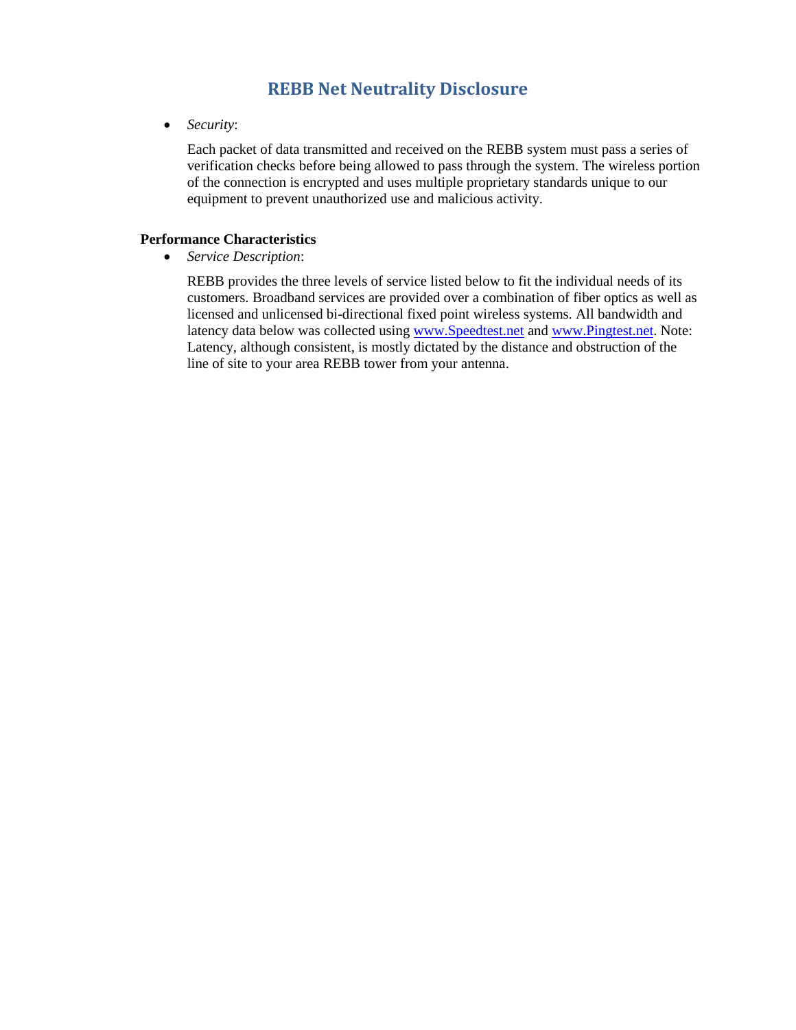# REBB Net Neutrality Disclosure

- *Security*:

  Each packet of data transmitted and received on the REBB system must pass a series of verification checks before being allowed to pass through the system. The wireless portion of the connection is encrypted and uses multiple proprietary standards unique to our equipment to prevent unauthorized use and malicious activity.

**Performance Characteristics**

- *Service Description*:

  REBB provides the three levels of service listed below to fit the individual needs of its customers. Broadband services are provided over a combination of fiber optics as well as licensed and unlicensed bi-directional fixed point wireless systems. All bandwidth and latency data below was collected using [www.Speedtest.net](http://www.Speedtest.net) and [www.Pingtest.net](http://www.Pingtest.net). Note: Latency, although consistent, is mostly dictated by the distance and obstruction of the line of site to your area REBB tower from your antenna.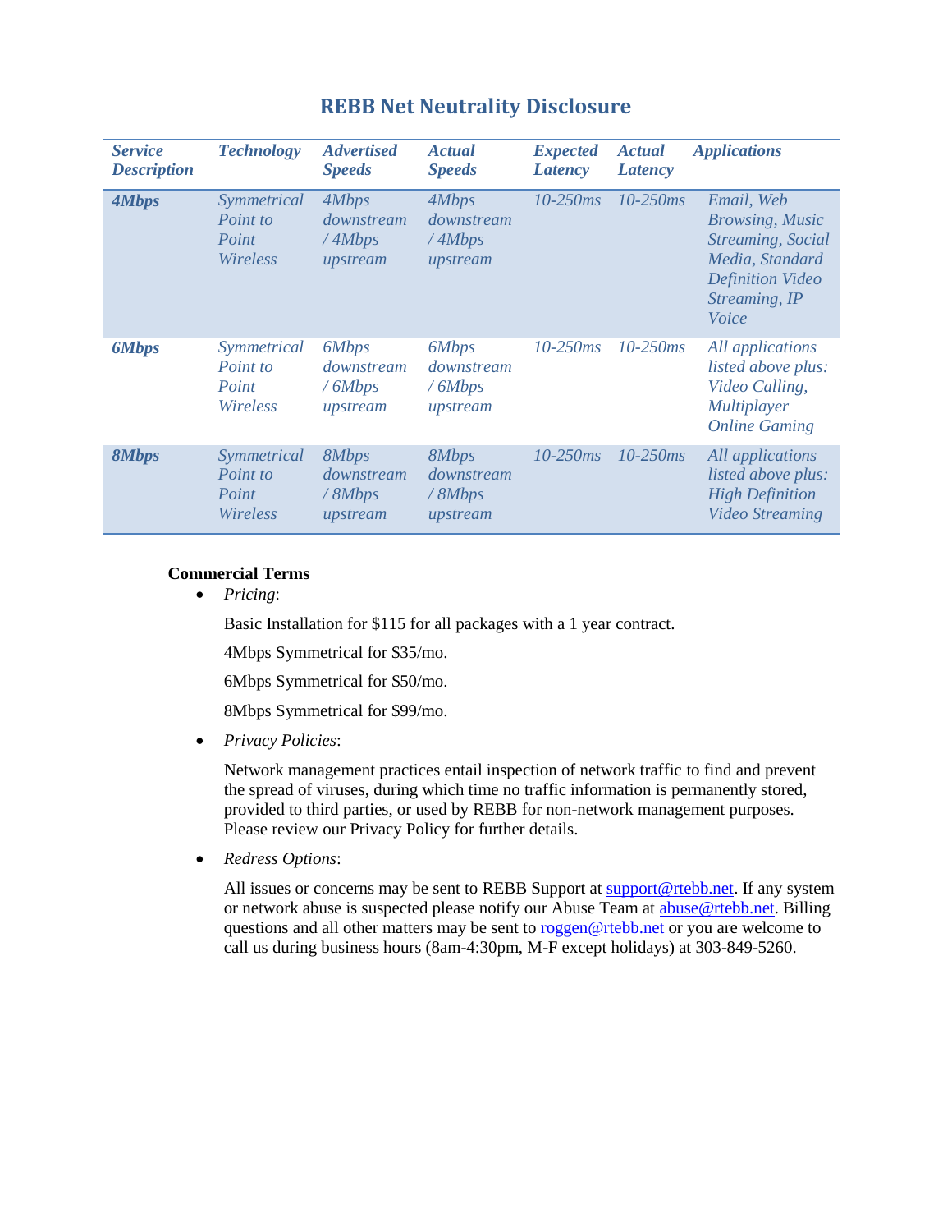# REBB Net Neutrality Disclosure

| *Service Description* | *Technology* | *Advertised Speeds* | *Actual Speeds* | *Expected Latency* | *Actual Latency* | *Applications* |
|---|---|---|---|---|---|---|
| ***4Mbps*** | *Symmetrical Point to Point Wireless* | *4Mbps downstream / 4Mbps upstream* | *4Mbps downstream / 4Mbps upstream* | *10-250ms* | *10-250ms* | *Email, Web Browsing, Music Streaming, Social Media, Standard Definition Video Streaming, IP Voice* |
| ***6Mbps*** | *Symmetrical Point to Point Wireless* | *6Mbps downstream / 6Mbps upstream* | *6Mbps downstream / 6Mbps upstream* | *10-250ms* | *10-250ms* | *All applications listed above plus: Video Calling, Multiplayer Online Gaming* |
| ***8Mbps*** | *Symmetrical Point to Point Wireless* | *8Mbps downstream / 8Mbps upstream* | *8Mbps downstream / 8Mbps upstream* | *10-250ms* | *10-250ms* | *All applications listed above plus: High Definition Video Streaming* |

**Commercial Terms**

- *Pricing*:

  Basic Installation for $115 for all packages with a 1 year contract.

  4Mbps Symmetrical for $35/mo.

  6Mbps Symmetrical for $50/mo.

  8Mbps Symmetrical for $99/mo.

- *Privacy Policies*:

  Network management practices entail inspection of network traffic to find and prevent the spread of viruses, during which time no traffic information is permanently stored, provided to third parties, or used by REBB for non-network management purposes. Please review our Privacy Policy for further details.

- *Redress Options*:

  All issues or concerns may be sent to REBB Support at support@rtebb.net. If any system or network abuse is suspected please notify our Abuse Team at abuse@rtebb.net. Billing questions and all other matters may be sent to roggen@rtebb.net or you are welcome to call us during business hours (8am-4:30pm, M-F except holidays) at 303-849-5260.